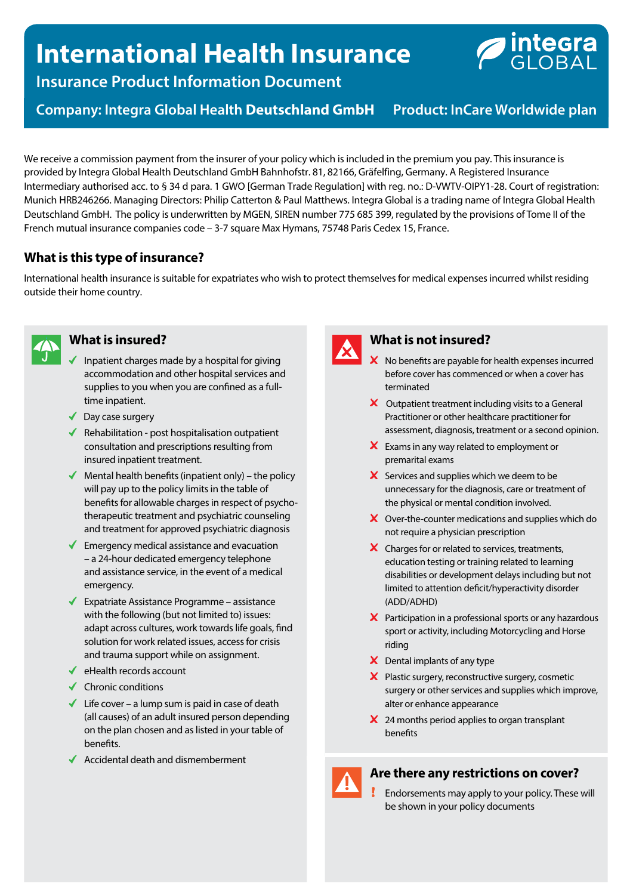# International Health Insurance

## Insurance Product Information Document

**Company: Integra Global Health Deutschland GmbH** **Product: InCare Worldwide plan**

We receive a commission payment from the insurer of your policy which is included in the premium you pay. This insurance is provided by Integra Global Health Deutschland GmbH Bahnhofstr. 81, 82166, Gräfelfing, Germany. A Registered Insurance Intermediary authorised acc. to § 34 d para. 1 GWO [German Trade Regulation] with reg. no.: D-VWTV-OIPY1-28. Court of registration: Munich HRB246266. Managing Directors: Philip Catterton & Paul Matthews. Integra Global is a trading name of Integra Global Health Deutschland GmbH. The policy is underwritten by MGEN, SIREN number 775 685 399, regulated by the provisions of Tome II of the French mutual insurance companies code – 3-7 square Max Hymans, 75748 Paris Cedex 15, France.

### What is this type of insurance?

International health insurance is suitable for expatriates who wish to protect themselves for medical expenses incurred whilst residing outside their home country.

### What is insured?

- ✓ Inpatient charges made by a hospital for giving accommodation and other hospital services and supplies to you when you are confined as a full-time inpatient.
- ✓ Day case surgery
- ✓ Rehabilitation - post hospitalisation outpatient consultation and prescriptions resulting from insured inpatient treatment.
- ✓ Mental health benefits (inpatient only) – the policy will pay up to the policy limits in the table of benefits for allowable charges in respect of psycho-therapeutic treatment and psychiatric counseling and treatment for approved psychiatric diagnosis
- ✓ Emergency medical assistance and evacuation – a 24-hour dedicated emergency telephone and assistance service, in the event of a medical emergency.
- ✓ Expatriate Assistance Programme – assistance with the following (but not limited to) issues: adapt across cultures, work towards life goals, find solution for work related issues, access for crisis and trauma support while on assignment.
- ✓ eHealth records account
- ✓ Chronic conditions
- ✓ Life cover – a lump sum is paid in case of death (all causes) of an adult insured person depending on the plan chosen and as listed in your table of benefits.
- ✓ Accidental death and dismemberment

### What is not insured?

- ✗ No benefits are payable for health expenses incurred before cover has commenced or when a cover has terminated
- ✗ Outpatient treatment including visits to a General Practitioner or other healthcare practitioner for assessment, diagnosis, treatment or a second opinion.
- ✗ Exams in any way related to employment or premarital exams
- ✗ Services and supplies which we deem to be unnecessary for the diagnosis, care or treatment of the physical or mental condition involved.
- ✗ Over-the-counter medications and supplies which do not require a physician prescription
- ✗ Charges for or related to services, treatments, education testing or training related to learning disabilities or development delays including but not limited to attention deficit/hyperactivity disorder (ADD/ADHD)
- ✗ Participation in a professional sports or any hazardous sport or activity, including Motorcycling and Horse riding
- ✗ Dental implants of any type
- ✗ Plastic surgery, reconstructive surgery, cosmetic surgery or other services and supplies which improve, alter or enhance appearance
- ✗ 24 months period applies to organ transplant benefits

### Are there any restrictions on cover?

- ! Endorsements may apply to your policy. These will be shown in your policy documents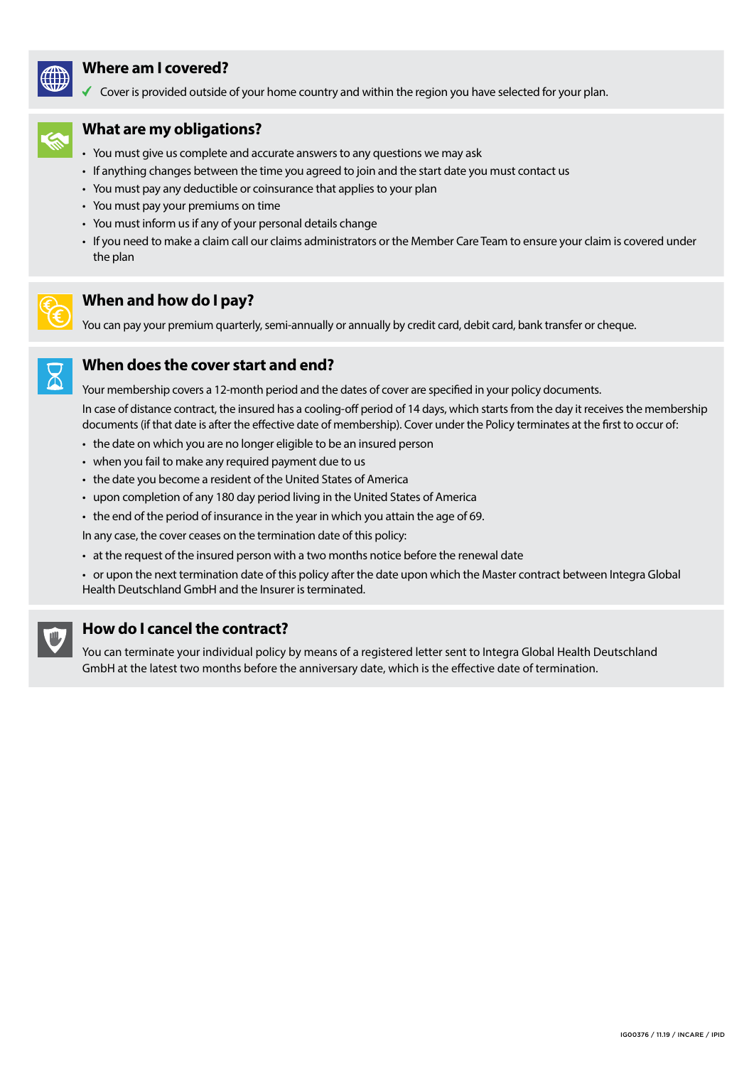## Where am I covered?

✓ Cover is provided outside of your home country and within the region you have selected for your plan.

## What are my obligations?

- You must give us complete and accurate answers to any questions we may ask
- If anything changes between the time you agreed to join and the start date you must contact us
- You must pay any deductible or coinsurance that applies to your plan
- You must pay your premiums on time
- You must inform us if any of your personal details change
- If you need to make a claim call our claims administrators or the Member Care Team to ensure your claim is covered under the plan

## When and how do I pay?

You can pay your premium quarterly, semi-annually or annually by credit card, debit card, bank transfer or cheque.

## When does the cover start and end?

Your membership covers a 12-month period and the dates of cover are specified in your policy documents.

In case of distance contract, the insured has a cooling-off period of 14 days, which starts from the day it receives the membership documents (if that date is after the effective date of membership). Cover under the Policy terminates at the first to occur of:

- the date on which you are no longer eligible to be an insured person
- when you fail to make any required payment due to us
- the date you become a resident of the United States of America
- upon completion of any 180 day period living in the United States of America
- the end of the period of insurance in the year in which you attain the age of 69.

In any case, the cover ceases on the termination date of this policy:

- at the request of the insured person with a two months notice before the renewal date
- or upon the next termination date of this policy after the date upon which the Master contract between Integra Global Health Deutschland GmbH and the Insurer is terminated.

## How do I cancel the contract?

You can terminate your individual policy by means of a registered letter sent to Integra Global Health Deutschland GmbH at the latest two months before the anniversary date, which is the effective date of termination.

IG00376 / 11.19 / INCARE / IPID